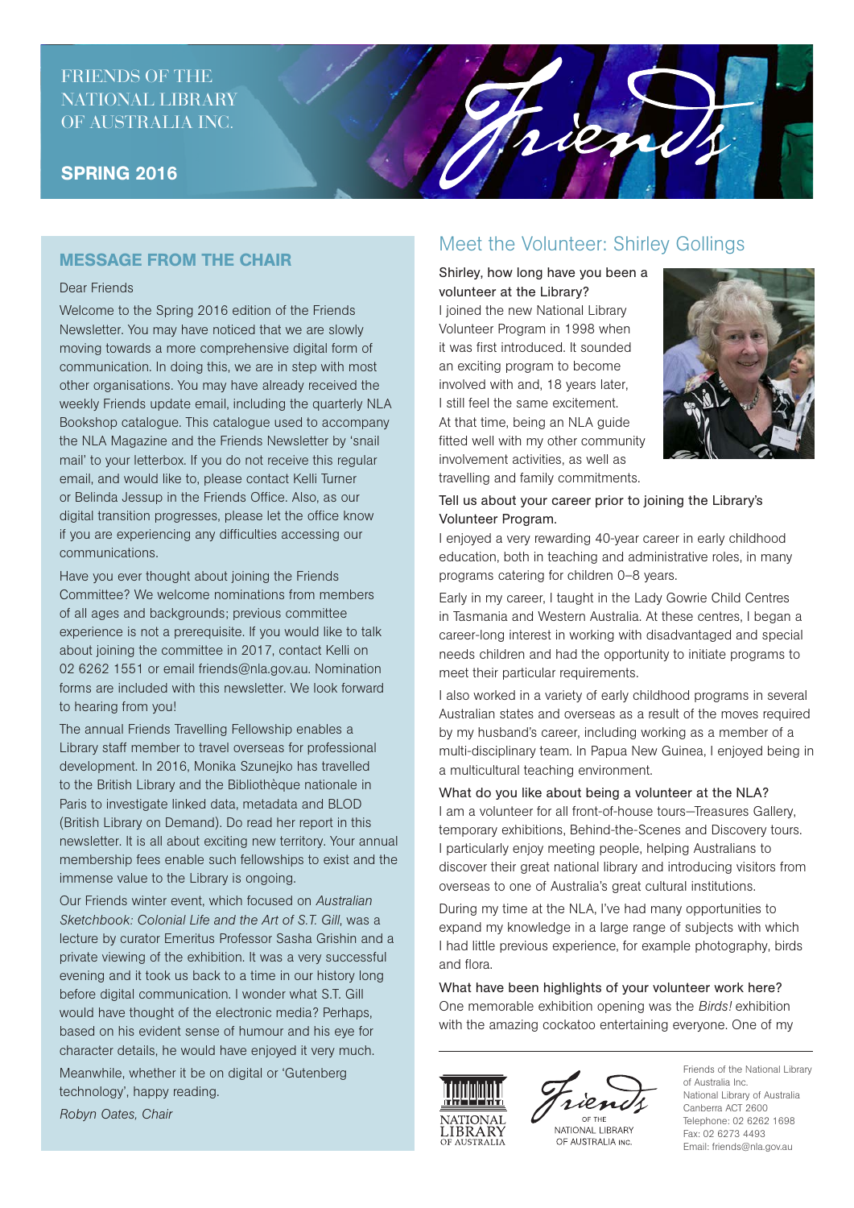FRIENDS OF THE NATIONAL LIBRARY OF AUSTRALIA INC.

**SPRING 2016**

## MESSAGE FROM THE CHAIR

Dear Friends

Welcome to the Spring 2016 edition of the Friends Newsletter. You may have noticed that we are slowly moving towards a more comprehensive digital form of communication. In doing this, we are in step with most other organisations. You may have already received the weekly Friends update email, including the quarterly NLA Bookshop catalogue. This catalogue used to accompany the NLA Magazine and the Friends Newsletter by 'snail mail' to your letterbox. If you do not receive this regular email, and would like to, please contact Kelli Turner or Belinda Jessup in the Friends Office. Also, as our digital transition progresses, please let the office know if you are experiencing any difficulties accessing our communications.

Have you ever thought about joining the Friends Committee? We welcome nominations from members of all ages and backgrounds; previous committee experience is not a prerequisite. If you would like to talk about joining the committee in 2017, contact Kelli on 02 6262 1551 or email friends@nla.gov.au. Nomination forms are included with this newsletter. We look forward to hearing from you!

The annual Friends Travelling Fellowship enables a Library staff member to travel overseas for professional development. In 2016, Monika Szunejko has travelled to the British Library and the Bibliothèque nationale in Paris to investigate linked data, metadata and BLOD (British Library on Demand). Do read her report in this newsletter. It is all about exciting new territory. Your annual membership fees enable such fellowships to exist and the immense value to the Library is ongoing.

Our Friends winter event, which focused on *Australian Sketchbook: Colonial Life and the Art of S.T. Gill*, was a lecture by curator Emeritus Professor Sasha Grishin and a private viewing of the exhibition. It was a very successful evening and it took us back to a time in our history long before digital communication. I wonder what S.T. Gill would have thought of the electronic media? Perhaps, based on his evident sense of humour and his eye for character details, he would have enjoyed it very much.

Meanwhile, whether it be on digital or 'Gutenberg technology', happy reading.

*Robyn Oates, Chair*

## Meet the Volunteer: Shirley Gollings

Shirley, how long have you been a volunteer at the Library?

I joined the new National Library Volunteer Program in 1998 when it was first introduced. It sounded an exciting program to become involved with and, 18 years later, I still feel the same excitement. At that time, being an NLA guide fitted well with my other community involvement activities, as well as travelling and family commitments.

Tell us about your career prior to joining the Library's Volunteer Program.

I enjoyed a very rewarding 40-year career in early childhood education, both in teaching and administrative roles, in many programs catering for children 0–8 years.

Early in my career, I taught in the Lady Gowrie Child Centres in Tasmania and Western Australia. At these centres, I began a career-long interest in working with disadvantaged and special needs children and had the opportunity to initiate programs to meet their particular requirements.

I also worked in a variety of early childhood programs in several Australian states and overseas as a result of the moves required by my husband's career, including working as a member of a multi-disciplinary team. In Papua New Guinea, I enjoyed being in a multicultural teaching environment.

What do you like about being a volunteer at the NLA?

I am a volunteer for all front-of-house tours—Treasures Gallery, temporary exhibitions, Behind-the-Scenes and Discovery tours. I particularly enjoy meeting people, helping Australians to discover their great national library and introducing visitors from overseas to one of Australia's great cultural institutions.

During my time at the NLA, I've had many opportunities to expand my knowledge in a large range of subjects with which I had little previous experience, for example photography, birds and flora.

What have been highlights of your volunteer work here?

One memorable exhibition opening was the *Birds!* exhibition with the amazing cockatoo entertaining everyone. One of my

NATIONAL LIBRARY OF AUSTRALIA

Friends OF THE NATIONAL LIBRARY OF AUSTRALIA INC.

Friends of the National Library of Australia Inc.
National Library of Australia
Canberra ACT 2600
Telephone: 02 6262 1698
Fax: 02 6273 4493
Email: friends@nla.gov.au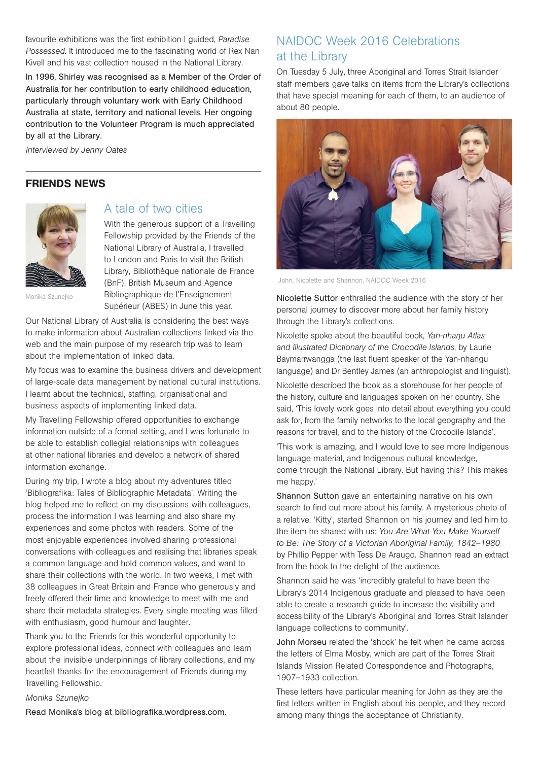favourite exhibitions was the first exhibition I guided, *Paradise Possessed*. It introduced me to the fascinating world of Rex Nan Kivell and his vast collection housed in the National Library.

In 1996, Shirley was recognised as a Member of the Order of Australia for her contribution to early childhood education, particularly through voluntary work with Early Childhood Australia at state, territory and national levels. Her ongoing contribution to the Volunteer Program is much appreciated by all at the Library.

*Interviewed by Jenny Oates*

## FRIENDS NEWS

### A tale of two cities

Monika Szunejko

With the generous support of a Travelling Fellowship provided by the Friends of the National Library of Australia, I travelled to London and Paris to visit the British Library, Bibliothèque nationale de France (BnF), British Museum and Agence Bibliographique de l'Enseignement Supérieur (ABES) in June this year.

Our National Library of Australia is considering the best ways to make information about Australian collections linked via the web and the main purpose of my research trip was to learn about the implementation of linked data.

My focus was to examine the business drivers and development of large-scale data management by national cultural institutions. I learnt about the technical, staffing, organisational and business aspects of implementing linked data.

My Travelling Fellowship offered opportunities to exchange information outside of a formal setting, and I was fortunate to be able to establish collegial relationships with colleagues at other national libraries and develop a network of shared information exchange.

During my trip, I wrote a blog about my adventures titled 'Bibliografika: Tales of Bibliographic Metadata'. Writing the blog helped me to reflect on my discussions with colleagues, process the information I was learning and also share my experiences and some photos with readers. Some of the most enjoyable experiences involved sharing professional conversations with colleagues and realising that libraries speak a common language and hold common values, and want to share their collections with the world. In two weeks, I met with 38 colleagues in Great Britain and France who generously and freely offered their time and knowledge to meet with me and share their metadata strategies. Every single meeting was filled with enthusiasm, good humour and laughter.

Thank you to the Friends for this wonderful opportunity to explore professional ideas, connect with colleagues and learn about the invisible underpinnings of library collections, and my heartfelt thanks for the encouragement of Friends during my Travelling Fellowship.

*Monika Szunejko*

Read Monika's blog at bibliografika.wordpress.com.

## NAIDOC Week 2016 Celebrations at the Library

On Tuesday 5 July, three Aboriginal and Torres Strait Islander staff members gave talks on items from the Library's collections that have special meaning for each of them, to an audience of about 80 people.

John, Nicolette and Shannon, NAIDOC Week 2016

Nicolette Suttor enthralled the audience with the story of her personal journey to discover more about her family history through the Library's collections.

Nicolette spoke about the beautiful book, *Yan-nhaŋu Atlas and Illustrated Dictionary of the Crocodile Islands*, by Laurie Baymarrwangga (the last fluent speaker of the Yan-nhangu language) and Dr Bentley James (an anthropologist and linguist).

Nicolette described the book as a storehouse for her people of the history, culture and languages spoken on her country. She said, 'This lovely work goes into detail about everything you could ask for, from the family networks to the local geography and the reasons for travel, and to the history of the Crocodile Islands'.

'This work is amazing, and I would love to see more Indigenous language material, and Indigenous cultural knowledge, come through the National Library. But having this? This makes me happy.'

Shannon Sutton gave an entertaining narrative on his own search to find out more about his family. A mysterious photo of a relative, 'Kitty', started Shannon on his journey and led him to the item he shared with us: *You Are What You Make Yourself to Be: The Story of a Victorian Aboriginal Family, 1842–1980* by Phillip Pepper with Tess De Araugo. Shannon read an extract from the book to the delight of the audience.

Shannon said he was 'incredibly grateful to have been the Library's 2014 Indigenous graduate and pleased to have been able to create a research guide to increase the visibility and accessibility of the Library's Aboriginal and Torres Strait Islander language collections to community'.

John Morseu related the 'shock' he felt when he came across the letters of Elma Mosby, which are part of the Torres Strait Islands Mission Related Correspondence and Photographs, 1907–1933 collection.

These letters have particular meaning for John as they are the first letters written in English about his people, and they record among many things the acceptance of Christianity.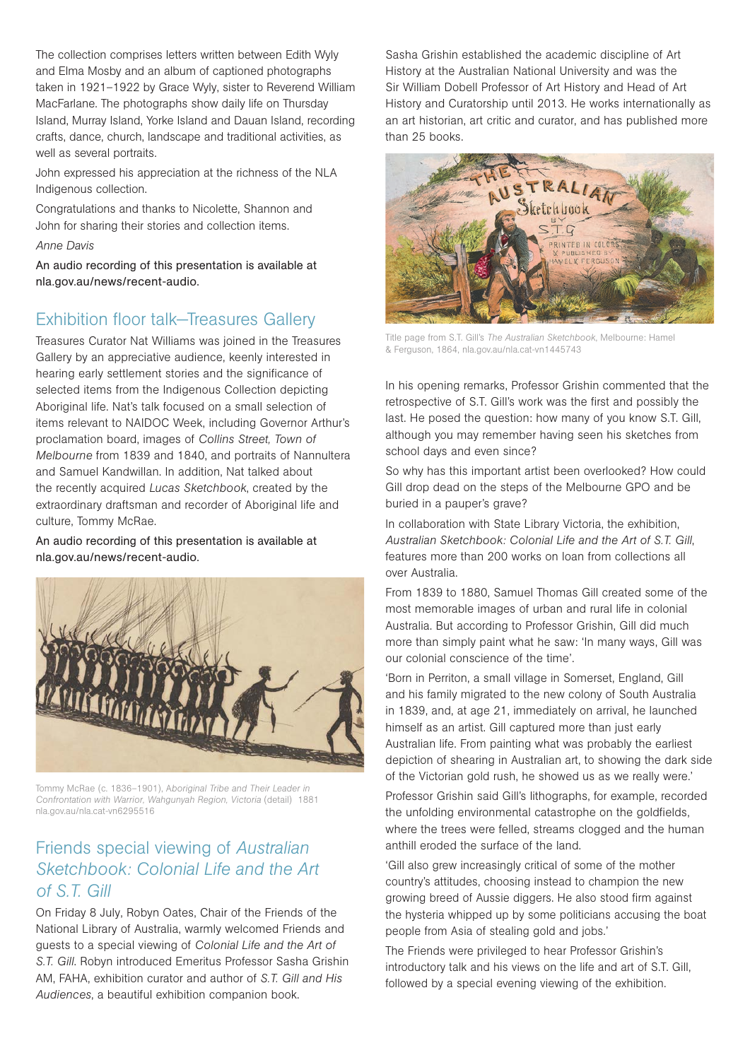The collection comprises letters written between Edith Wyly and Elma Mosby and an album of captioned photographs taken in 1921–1922 by Grace Wyly, sister to Reverend William MacFarlane. The photographs show daily life on Thursday Island, Murray Island, Yorke Island and Dauan Island, recording crafts, dance, church, landscape and traditional activities, as well as several portraits.

John expressed his appreciation at the richness of the NLA Indigenous collection.

Congratulations and thanks to Nicolette, Shannon and John for sharing their stories and collection items.

*Anne Davis*

An audio recording of this presentation is available at nla.gov.au/news/recent-audio.

## Exhibition floor talk—Treasures Gallery

Treasures Curator Nat Williams was joined in the Treasures Gallery by an appreciative audience, keenly interested in hearing early settlement stories and the significance of selected items from the Indigenous Collection depicting Aboriginal life. Nat's talk focused on a small selection of items relevant to NAIDOC Week, including Governor Arthur's proclamation board, images of *Collins Street, Town of Melbourne* from 1839 and 1840, and portraits of Nannultera and Samuel Kandwillan. In addition, Nat talked about the recently acquired *Lucas Sketchbook*, created by the extraordinary draftsman and recorder of Aboriginal life and culture, Tommy McRae.

An audio recording of this presentation is available at nla.gov.au/news/recent-audio.

Tommy McRae (c. 1836–1901), *Aboriginal Tribe and Their Leader in Confrontation with Warrior, Wahgunyah Region, Victoria* (detail) 1881 nla.gov.au/nla.cat-vn6295516

## Friends special viewing of *Australian Sketchbook: Colonial Life and the Art of S.T. Gill*

On Friday 8 July, Robyn Oates, Chair of the Friends of the National Library of Australia, warmly welcomed Friends and guests to a special viewing of *Colonial Life and the Art of S.T. Gill*. Robyn introduced Emeritus Professor Sasha Grishin AM, FAHA, exhibition curator and author of *S.T. Gill and His Audiences*, a beautiful exhibition companion book.

Sasha Grishin established the academic discipline of Art History at the Australian National University and was the Sir William Dobell Professor of Art History and Head of Art History and Curatorship until 2013. He works internationally as an art historian, art critic and curator, and has published more than 25 books.

Title page from S.T. Gill's *The Australian Sketchbook*, Melbourne: Hamel & Ferguson, 1864, nla.gov.au/nla.cat-vn1445743

In his opening remarks, Professor Grishin commented that the retrospective of S.T. Gill's work was the first and possibly the last. He posed the question: how many of you know S.T. Gill, although you may remember having seen his sketches from school days and even since?

So why has this important artist been overlooked? How could Gill drop dead on the steps of the Melbourne GPO and be buried in a pauper's grave?

In collaboration with State Library Victoria, the exhibition, *Australian Sketchbook: Colonial Life and the Art of S.T. Gill*, features more than 200 works on loan from collections all over Australia.

From 1839 to 1880, Samuel Thomas Gill created some of the most memorable images of urban and rural life in colonial Australia. But according to Professor Grishin, Gill did much more than simply paint what he saw: 'In many ways, Gill was our colonial conscience of the time'.

'Born in Perriton, a small village in Somerset, England, Gill and his family migrated to the new colony of South Australia in 1839, and, at age 21, immediately on arrival, he launched himself as an artist. Gill captured more than just early Australian life. From painting what was probably the earliest depiction of shearing in Australian art, to showing the dark side of the Victorian gold rush, he showed us as we really were.'

Professor Grishin said Gill's lithographs, for example, recorded the unfolding environmental catastrophe on the goldfields, where the trees were felled, streams clogged and the human anthill eroded the surface of the land.

'Gill also grew increasingly critical of some of the mother country's attitudes, choosing instead to champion the new growing breed of Aussie diggers. He also stood firm against the hysteria whipped up by some politicians accusing the boat people from Asia of stealing gold and jobs.'

The Friends were privileged to hear Professor Grishin's introductory talk and his views on the life and art of S.T. Gill, followed by a special evening viewing of the exhibition.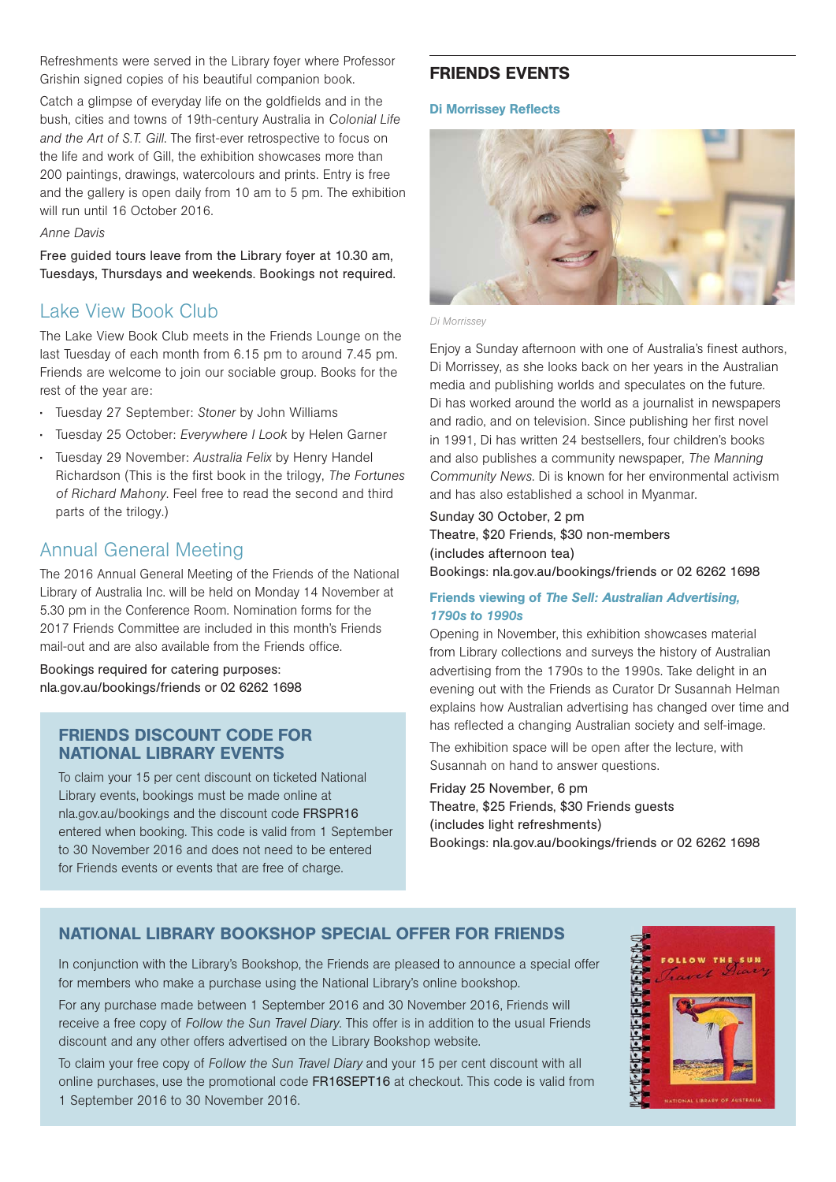Refreshments were served in the Library foyer where Professor Grishin signed copies of his beautiful companion book.

Catch a glimpse of everyday life on the goldfields and in the bush, cities and towns of 19th-century Australia in *Colonial Life and the Art of S.T. Gill*. The first-ever retrospective to focus on the life and work of Gill, the exhibition showcases more than 200 paintings, drawings, watercolours and prints. Entry is free and the gallery is open daily from 10 am to 5 pm. The exhibition will run until 16 October 2016.

*Anne Davis*

Free guided tours leave from the Library foyer at 10.30 am, Tuesdays, Thursdays and weekends. Bookings not required.

## Lake View Book Club

The Lake View Book Club meets in the Friends Lounge on the last Tuesday of each month from 6.15 pm to around 7.45 pm. Friends are welcome to join our sociable group. Books for the rest of the year are:

- Tuesday 27 September: *Stoner* by John Williams
- Tuesday 25 October: *Everywhere I Look* by Helen Garner
- Tuesday 29 November: *Australia Felix* by Henry Handel Richardson (This is the first book in the trilogy, *The Fortunes of Richard Mahony*. Feel free to read the second and third parts of the trilogy.)

## Annual General Meeting

The 2016 Annual General Meeting of the Friends of the National Library of Australia Inc. will be held on Monday 14 November at 5.30 pm in the Conference Room. Nomination forms for the 2017 Friends Committee are included in this month's Friends mail-out and are also available from the Friends office.

Bookings required for catering purposes:
nla.gov.au/bookings/friends or 02 6262 1698

### FRIENDS DISCOUNT CODE FOR NATIONAL LIBRARY EVENTS

To claim your 15 per cent discount on ticketed National Library events, bookings must be made online at nla.gov.au/bookings and the discount code FRSPR16 entered when booking. This code is valid from 1 September to 30 November 2016 and does not need to be entered for Friends events or events that are free of charge.

## FRIENDS EVENTS

### Di Morrissey Reflects

*Di Morrissey*

Enjoy a Sunday afternoon with one of Australia's finest authors, Di Morrissey, as she looks back on her years in the Australian media and publishing worlds and speculates on the future. Di has worked around the world as a journalist in newspapers and radio, and on television. Since publishing her first novel in 1991, Di has written 24 bestsellers, four children's books and also publishes a community newspaper, *The Manning Community News*. Di is known for her environmental activism and has also established a school in Myanmar.

Sunday 30 October, 2 pm
Theatre, $20 Friends, $30 non-members
(includes afternoon tea)
Bookings: nla.gov.au/bookings/friends or 02 6262 1698

### Friends viewing of *The Sell: Australian Advertising, 1790s to 1990s*

Opening in November, this exhibition showcases material from Library collections and surveys the history of Australian advertising from the 1790s to the 1990s. Take delight in an evening out with the Friends as Curator Dr Susannah Helman explains how Australian advertising has changed over time and has reflected a changing Australian society and self-image.

The exhibition space will be open after the lecture, with Susannah on hand to answer questions.

Friday 25 November, 6 pm
Theatre, $25 Friends, $30 Friends guests
(includes light refreshments)
Bookings: nla.gov.au/bookings/friends or 02 6262 1698

### NATIONAL LIBRARY BOOKSHOP SPECIAL OFFER FOR FRIENDS

In conjunction with the Library's Bookshop, the Friends are pleased to announce a special offer for members who make a purchase using the National Library's online bookshop.

For any purchase made between 1 September 2016 and 30 November 2016, Friends will receive a free copy of *Follow the Sun Travel Diary*. This offer is in addition to the usual Friends discount and any other offers advertised on the Library Bookshop website.

To claim your free copy of *Follow the Sun Travel Diary* and your 15 per cent discount with all online purchases, use the promotional code FR16SEPT16 at checkout. This code is valid from 1 September 2016 to 30 November 2016.